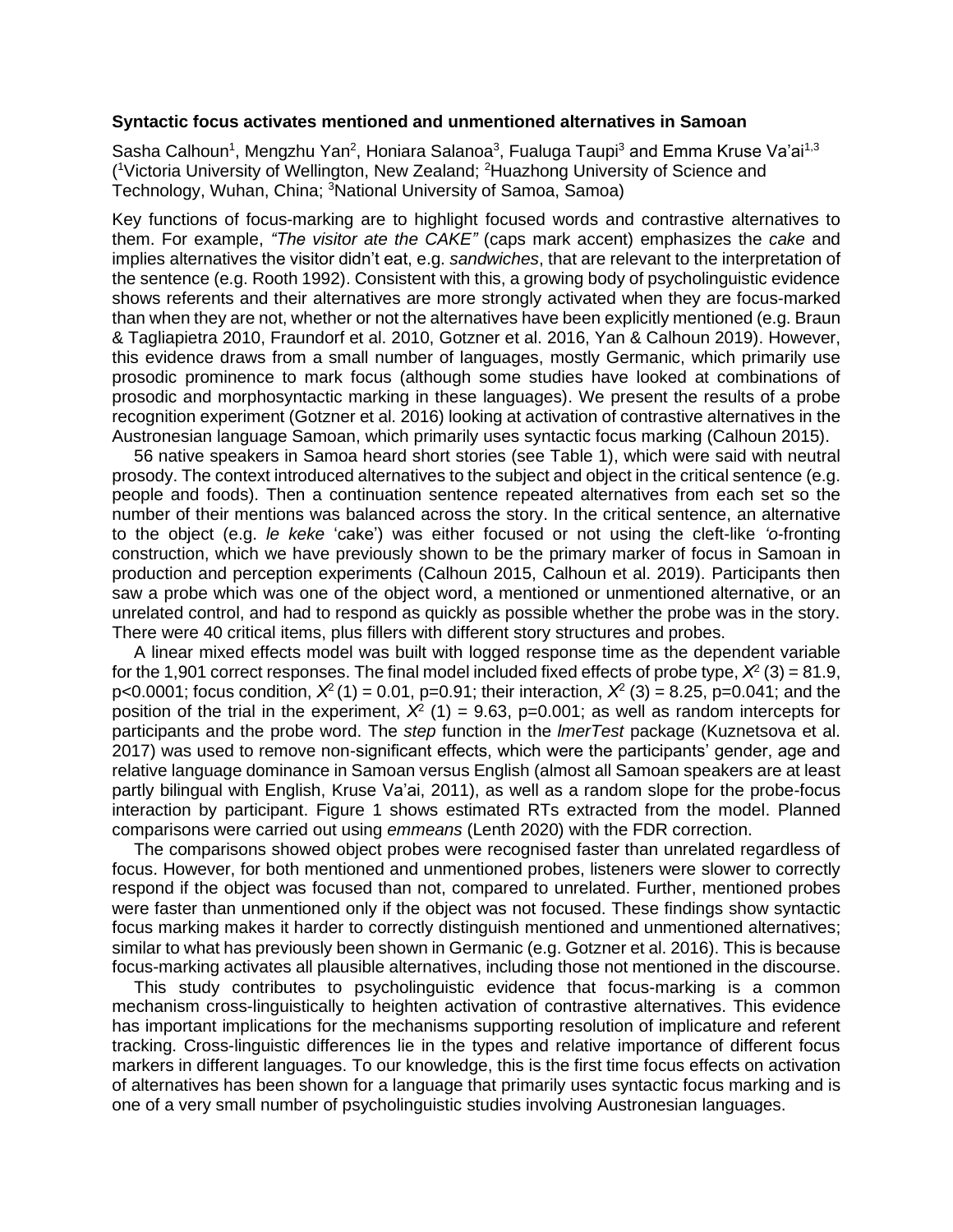**Syntactic focus activates mentioned and unmentioned alternatives in Samoan**

Sasha Calhoun[1], Mengzhu Yan[2], Honiara Salanoa[3], Fualuga Taupi[3] and Emma Kruse Va'ai[1,3] ([1]Victoria University of Wellington, New Zealand; [2]Huazhong University of Science and Technology, Wuhan, China; [3]National University of Samoa, Samoa)

Key functions of focus-marking are to highlight focused words and contrastive alternatives to them. For example, *"The visitor ate the CAKE"* (caps mark accent) emphasizes the *cake* and implies alternatives the visitor didn't eat, e.g. *sandwiches*, that are relevant to the interpretation of the sentence (e.g. Rooth 1992). Consistent with this, a growing body of psycholinguistic evidence shows referents and their alternatives are more strongly activated when they are focus-marked than when they are not, whether or not the alternatives have been explicitly mentioned (e.g. Braun & Tagliapietra 2010, Fraundorf et al. 2010, Gotzner et al. 2016, Yan & Calhoun 2019). However, this evidence draws from a small number of languages, mostly Germanic, which primarily use prosodic prominence to mark focus (although some studies have looked at combinations of prosodic and morphosyntactic marking in these languages). We present the results of a probe recognition experiment (Gotzner et al. 2016) looking at activation of contrastive alternatives in the Austronesian language Samoan, which primarily uses syntactic focus marking (Calhoun 2015).

56 native speakers in Samoa heard short stories (see Table 1), which were said with neutral prosody. The context introduced alternatives to the subject and object in the critical sentence (e.g. people and foods). Then a continuation sentence repeated alternatives from each set so the number of their mentions was balanced across the story. In the critical sentence, an alternative to the object (e.g. *le keke* 'cake') was either focused or not using the cleft-like *'o*-fronting construction, which we have previously shown to be the primary marker of focus in Samoan in production and perception experiments (Calhoun 2015, Calhoun et al. 2019). Participants then saw a probe which was one of the object word, a mentioned or unmentioned alternative, or an unrelated control, and had to respond as quickly as possible whether the probe was in the story. There were 40 critical items, plus fillers with different story structures and probes.

A linear mixed effects model was built with logged response time as the dependent variable for the 1,901 correct responses. The final model included fixed effects of probe type, $X^2$ (3) = 81.9, p<0.0001; focus condition, $X^2$ (1) = 0.01, p=0.91; their interaction, $X^2$ (3) = 8.25, p=0.041; and the position of the trial in the experiment, $X^2$ (1) = 9.63, p=0.001; as well as random intercepts for participants and the probe word. The *step* function in the *lmerTest* package (Kuznetsova et al. 2017) was used to remove non-significant effects, which were the participants' gender, age and relative language dominance in Samoan versus English (almost all Samoan speakers are at least partly bilingual with English, Kruse Va'ai, 2011), as well as a random slope for the probe-focus interaction by participant. Figure 1 shows estimated RTs extracted from the model. Planned comparisons were carried out using *emmeans* (Lenth 2020) with the FDR correction.

The comparisons showed object probes were recognised faster than unrelated regardless of focus. However, for both mentioned and unmentioned probes, listeners were slower to correctly respond if the object was focused than not, compared to unrelated. Further, mentioned probes were faster than unmentioned only if the object was not focused. These findings show syntactic focus marking makes it harder to correctly distinguish mentioned and unmentioned alternatives; similar to what has previously been shown in Germanic (e.g. Gotzner et al. 2016). This is because focus-marking activates all plausible alternatives, including those not mentioned in the discourse.

This study contributes to psycholinguistic evidence that focus-marking is a common mechanism cross-linguistically to heighten activation of contrastive alternatives. This evidence has important implications for the mechanisms supporting resolution of implicature and referent tracking. Cross-linguistic differences lie in the types and relative importance of different focus markers in different languages. To our knowledge, this is the first time focus effects on activation of alternatives has been shown for a language that primarily uses syntactic focus marking and is one of a very small number of psycholinguistic studies involving Austronesian languages.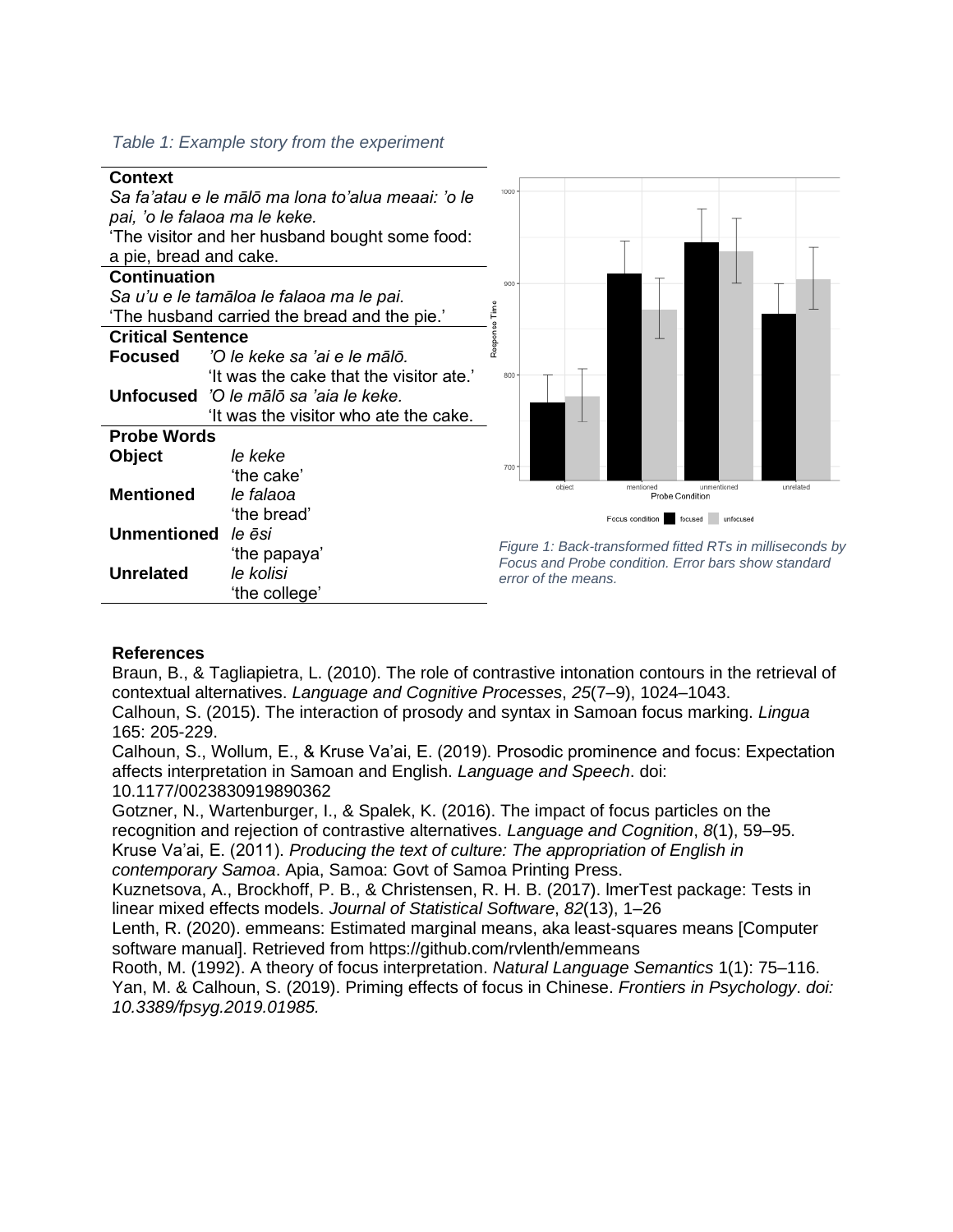*Table 1: Example story from the experiment*

| | |
|---|---|
| **Context** | |
| *Sa fa'atau e le mālō ma lona to'alua meaai: 'o le pai, 'o le falaoa ma le keke.* | |
| 'The visitor and her husband bought some food: a pie, bread and cake. | |
| **Continuation** | |
| *Sa u'u e le tamāloa le falaoa ma le pai.* | |
| 'The husband carried the bread and the pie.' | |
| **Critical Sentence** | |
| **Focused** | *'O le keke sa 'ai e le mālō.* 'It was the cake that the visitor ate.' |
| **Unfocused** | *'O le mālō sa 'aia le keke.* 'It was the visitor who ate the cake. |
| **Probe Words** | |
| **Object** | *le keke* 'the cake' |
| **Mentioned** | *le falaoa* 'the bread' |
| **Unmentioned** | *le ēsi* 'the papaya' |
| **Unrelated** | *le kolisi* 'the college' |

1000
900
800
700
Response Time
object
mentioned
unmentioned
unrelated
Probe Condition
Focus condition focused unfocused

*Figure 1: Back-transformed fitted RTs in milliseconds by Focus and Probe condition. Error bars show standard error of the means.*

**References**

Braun, B., & Tagliapietra, L. (2010). The role of contrastive intonation contours in the retrieval of contextual alternatives. *Language and Cognitive Processes*, *25*(7–9), 1024–1043.
Calhoun, S. (2015). The interaction of prosody and syntax in Samoan focus marking. *Lingua* 165: 205-229.
Calhoun, S., Wollum, E., & Kruse Va'ai, E. (2019). Prosodic prominence and focus: Expectation affects interpretation in Samoan and English. *Language and Speech*. doi: 10.1177/0023830919890362
Gotzner, N., Wartenburger, I., & Spalek, K. (2016). The impact of focus particles on the recognition and rejection of contrastive alternatives. *Language and Cognition*, *8*(1), 59–95.
Kruse Va'ai, E. (2011). *Producing the text of culture: The appropriation of English in contemporary Samoa*. Apia, Samoa: Govt of Samoa Printing Press.
Kuznetsova, A., Brockhoff, P. B., & Christensen, R. H. B. (2017). lmerTest package: Tests in linear mixed effects models. *Journal of Statistical Software*, *82*(13), 1–26
Lenth, R. (2020). emmeans: Estimated marginal means, aka least-squares means [Computer software manual]. Retrieved from https://github.com/rvlenth/emmeans
Rooth, M. (1992). A theory of focus interpretation. *Natural Language Semantics* 1(1): 75–116.
Yan, M. & Calhoun, S. (2019). Priming effects of focus in Chinese. *Frontiers in Psychology*. *doi: 10.3389/fpsyg.2019.01985.*